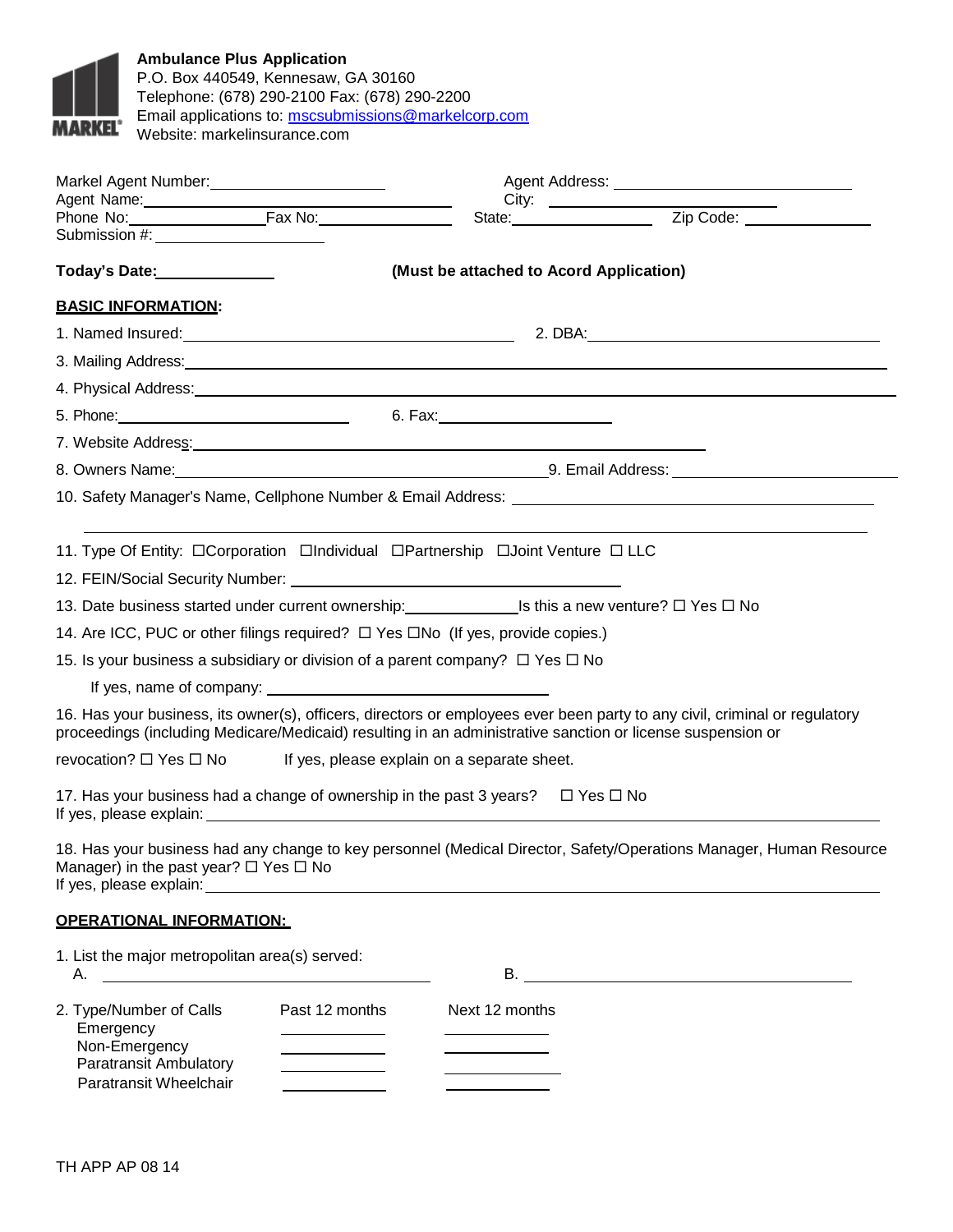**Ambulance Plus Application**
P.O. Box 440549, Kennesaw, GA 30160
Telephone: (678) 290-2100 Fax: (678) 290-2200
Email applications to: mscsubmissions@markelcorp.com
Website: markelinsurance.com

Markel Agent Number: ____________________ Agent Address: ____________________
Agent Name: ____________________ City: ____________________
Phone No: ____________ Fax No: ____________ State: ____________ Zip Code: ____________
Submission #: ____________________

**Today's Date:** ____________ **(Must be attached to Acord Application)**

## BASIC INFORMATION:

1. Named Insured: ____________________ 2. DBA: ____________________
3. Mailing Address: ____________________
4. Physical Address: ____________________
5. Phone: ____________________ 6. Fax: ____________________
7. Website Address: ____________________
8. Owners Name: ____________________ 9. Email Address: ____________________
10. Safety Manager's Name, Cellphone Number & Email Address: ____________________

____________________

11. Type Of Entity: ☐Corporation ☐Individual ☐Partnership ☐Joint Venture ☐ LLC
12. FEIN/Social Security Number: ____________________
13. Date business started under current ownership: ____________ Is this a new venture? ☐ Yes ☐ No
14. Are ICC, PUC or other filings required? ☐ Yes ☐No (If yes, provide copies.)
15. Is your business a subsidiary or division of a parent company? ☐ Yes ☐ No

   If yes, name of company: ____________________

16. Has your business, its owner(s), officers, directors or employees ever been party to any civil, criminal or regulatory proceedings (including Medicare/Medicaid) resulting in an administrative sanction or license suspension or revocation? ☐ Yes ☐ No If yes, please explain on a separate sheet.
17. Has your business had a change of ownership in the past 3 years? ☐ Yes ☐ No
   If yes, please explain: ____________________
18. Has your business had any change to key personnel (Medical Director, Safety/Operations Manager, Human Resource Manager) in the past year? ☐ Yes ☐ No
   If yes, please explain: ____________________

## OPERATIONAL INFORMATION:

1. List the major metropolitan area(s) served:
   A. ____________________ B. ____________________

2. Type/Number of Calls

| | Past 12 months | Next 12 months |
|---|---|---|
| Emergency | ______ | ______ |
| Non-Emergency | ______ | ______ |
| Paratransit Ambulatory | ______ | ______ |
| Paratransit Wheelchair | ______ | ______ |

TH APP AP 08 14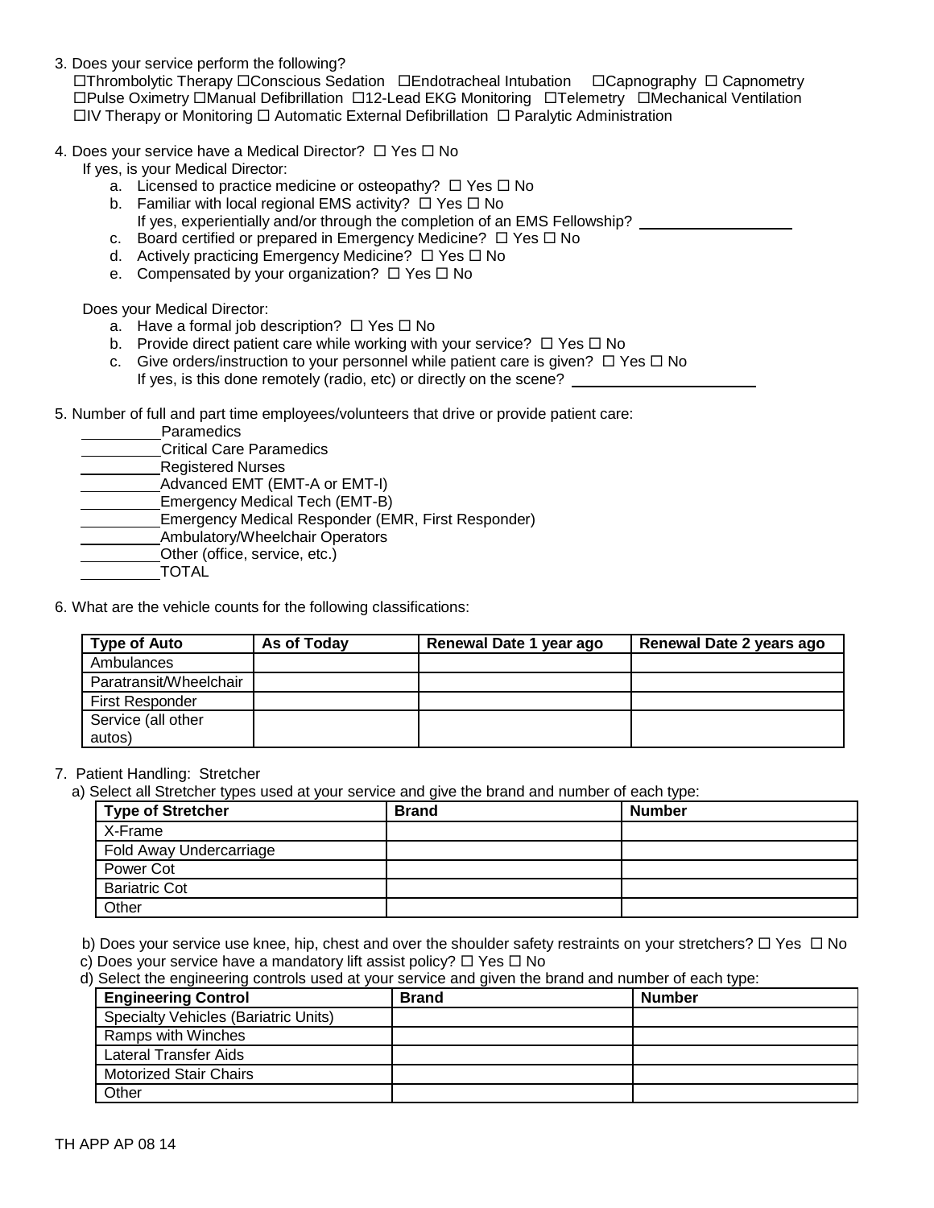3. Does your service perform the following?
   ☐Thrombolytic Therapy ☐Conscious Sedation ☐Endotracheal Intubation ☐Capnography ☐ Capnometry
   ☐Pulse Oximetry ☐Manual Defibrillation ☐12-Lead EKG Monitoring ☐Telemetry ☐Mechanical Ventilation
   ☐IV Therapy or Monitoring ☐ Automatic External Defibrillation ☐ Paralytic Administration

4. Does your service have a Medical Director? ☐ Yes ☐ No

   If yes, is your Medical Director:

   a. Licensed to practice medicine or osteopathy? ☐ Yes ☐ No
   b. Familiar with local regional EMS activity? ☐ Yes ☐ No
      If yes, experientially and/or through the completion of an EMS Fellowship? ____________
   c. Board certified or prepared in Emergency Medicine? ☐ Yes ☐ No
   d. Actively practicing Emergency Medicine? ☐ Yes ☐ No
   e. Compensated by your organization? ☐ Yes ☐ No

   Does your Medical Director:

   a. Have a formal job description? ☐ Yes ☐ No
   b. Provide direct patient care while working with your service? ☐ Yes ☐ No
   c. Give orders/instruction to your personnel while patient care is given? ☐ Yes ☐ No
      If yes, is this done remotely (radio, etc) or directly on the scene? ____________

5. Number of full and part time employees/volunteers that drive or provide patient care:

   ________Paramedics
   ________Critical Care Paramedics
   ________Registered Nurses
   ________Advanced EMT (EMT-A or EMT-I)
   ________Emergency Medical Tech (EMT-B)
   ________Emergency Medical Responder (EMR, First Responder)
   ________Ambulatory/Wheelchair Operators
   ________Other (office, service, etc.)
   ________TOTAL

6. What are the vehicle counts for the following classifications:

| Type of Auto | As of Today | Renewal Date 1 year ago | Renewal Date 2 years ago |
|---|---|---|---|
| Ambulances | | | |
| Paratransit/Wheelchair | | | |
| First Responder | | | |
| Service (all other autos) | | | |

7. Patient Handling: Stretcher

   a) Select all Stretcher types used at your service and give the brand and number of each type:

| Type of Stretcher | Brand | Number |
|---|---|---|
| X-Frame | | |
| Fold Away Undercarriage | | |
| Power Cot | | |
| Bariatric Cot | | |
| Other | | |

   b) Does your service use knee, hip, chest and over the shoulder safety restraints on your stretchers? ☐ Yes ☐ No

   c) Does your service have a mandatory lift assist policy? ☐ Yes ☐ No

   d) Select the engineering controls used at your service and given the brand and number of each type:

| Engineering Control | Brand | Number |
|---|---|---|
| Specialty Vehicles (Bariatric Units) | | |
| Ramps with Winches | | |
| Lateral Transfer Aids | | |
| Motorized Stair Chairs | | |
| Other | | |

TH APP AP 08 14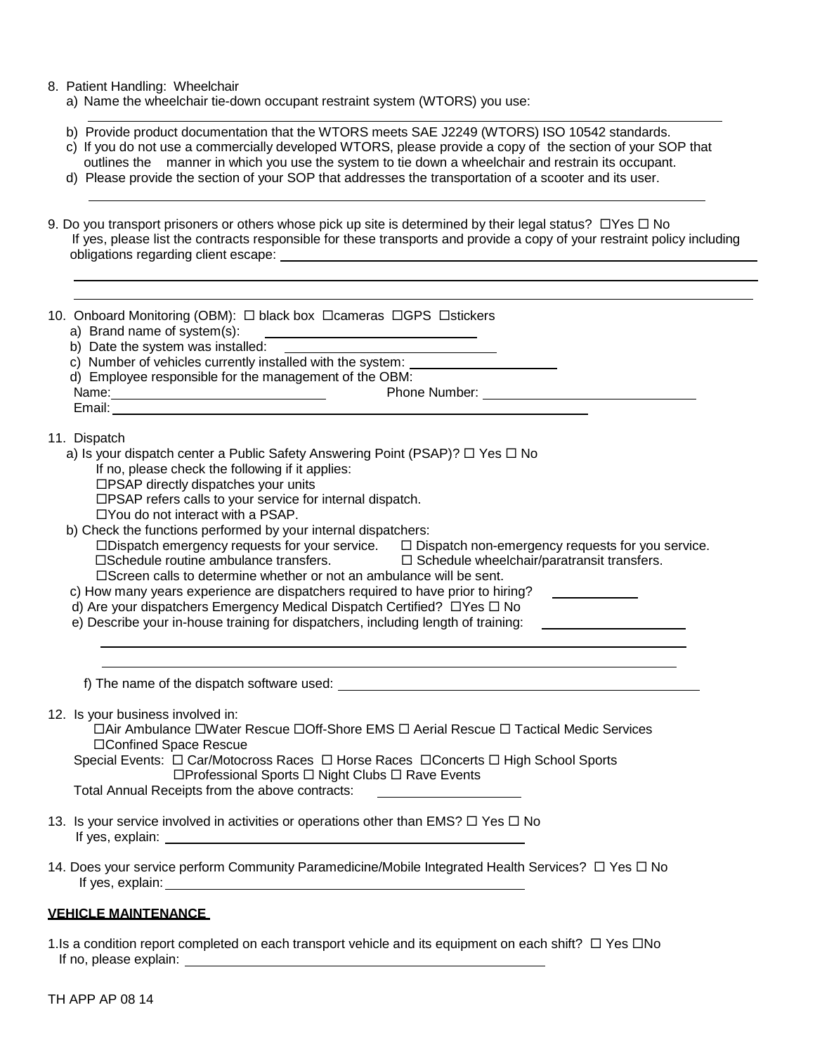8. Patient Handling: Wheelchair
   a) Name the wheelchair tie-down occupant restraint system (WTORS) you use: ______________________________
   b) Provide product documentation that the WTORS meets SAE J2249 (WTORS) ISO 10542 standards.
   c) If you do not use a commercially developed WTORS, please provide a copy of the section of your SOP that outlines the manner in which you use the system to tie down a wheelchair and restrain its occupant.
   d) Please provide the section of your SOP that addresses the transportation of a scooter and its user.

   ______________________________

9. Do you transport prisoners or others whose pick up site is determined by their legal status? ☐Yes ☐ No
   If yes, please list the contracts responsible for these transports and provide a copy of your restraint policy including obligations regarding client escape: ______________________________

   ______________________________

   ______________________________

10. Onboard Monitoring (OBM): ☐ black box ☐cameras ☐GPS ☐stickers
    a) Brand name of system(s): ______________________________
    b) Date the system was installed: ______________________________
    c) Number of vehicles currently installed with the system: ______________________________
    d) Employee responsible for the management of the OBM:
    Name: ______________________________ Phone Number: ______________________________
    Email: ______________________________

11. Dispatch
    a) Is your dispatch center a Public Safety Answering Point (PSAP)? ☐ Yes ☐ No
       If no, please check the following if it applies:
       ☐PSAP directly dispatches your units
       ☐PSAP refers calls to your service for internal dispatch.
       ☐You do not interact with a PSAP.
    b) Check the functions performed by your internal dispatchers:
       ☐Dispatch emergency requests for your service. ☐ Dispatch non-emergency requests for you service.
       ☐Schedule routine ambulance transfers. ☐ Schedule wheelchair/paratransit transfers.
       ☐Screen calls to determine whether or not an ambulance will be sent.
    c) How many years experience are dispatchers required to have prior to hiring? ____________
    d) Are your dispatchers Emergency Medical Dispatch Certified? ☐Yes ☐ No
    e) Describe your in-house training for dispatchers, including length of training: ______________________________

    ______________________________

    ______________________________

    f) The name of the dispatch software used: ______________________________

12. Is your business involved in:
    ☐Air Ambulance ☐Water Rescue ☐Off-Shore EMS ☐ Aerial Rescue ☐ Tactical Medic Services
    ☐Confined Space Rescue
    Special Events: ☐ Car/Motocross Races ☐ Horse Races ☐Concerts ☐ High School Sports
    ☐Professional Sports ☐ Night Clubs ☐ Rave Events
    Total Annual Receipts from the above contracts: ____________

13. Is your service involved in activities or operations other than EMS? ☐ Yes ☐ No
    If yes, explain: ______________________________

14. Does your service perform Community Paramedicine/Mobile Integrated Health Services? ☐ Yes ☐ No
    If yes, explain: ______________________________

**VEHICLE MAINTENANCE**

1. Is a condition report completed on each transport vehicle and its equipment on each shift? ☐ Yes ☐No
   If no, please explain: ______________________________

TH APP AP 08 14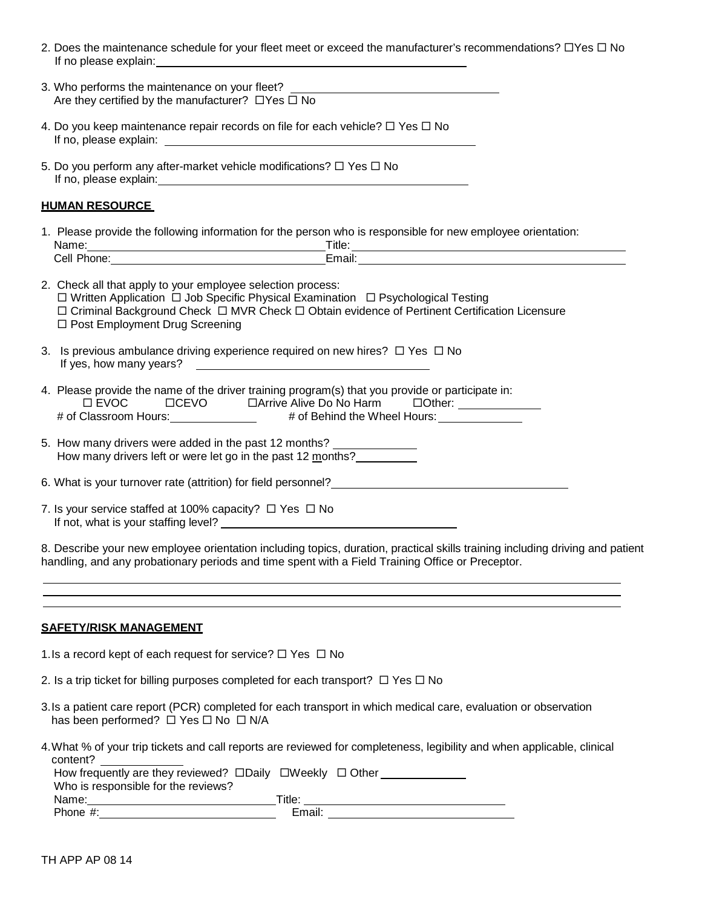2. Does the maintenance schedule for your fleet meet or exceed the manufacturer's recommendations? ☐Yes ☐ No
   If no please explain: \_\_\_\_\_\_\_\_\_\_\_\_\_\_\_\_\_\_\_\_\_\_\_\_\_\_\_\_\_\_\_\_\_\_\_\_\_\_\_\_

3. Who performs the maintenance on your fleet? \_\_\_\_\_\_\_\_\_\_\_\_\_\_\_\_\_\_\_\_\_\_\_\_\_\_\_\_
   Are they certified by the manufacturer? ☐Yes ☐ No

4. Do you keep maintenance repair records on file for each vehicle? ☐ Yes ☐ No
   If no, please explain: \_\_\_\_\_\_\_\_\_\_\_\_\_\_\_\_\_\_\_\_\_\_\_\_\_\_\_\_\_\_\_\_\_\_\_\_\_\_\_\_

5. Do you perform any after-market vehicle modifications? ☐ Yes ☐ No
   If no, please explain: \_\_\_\_\_\_\_\_\_\_\_\_\_\_\_\_\_\_\_\_\_\_\_\_\_\_\_\_\_\_\_\_\_\_\_\_\_\_\_\_

## HUMAN RESOURCE

1. Please provide the following information for the person who is responsible for new employee orientation:
   Name: \_\_\_\_\_\_\_\_\_\_\_\_\_\_\_\_\_\_\_\_\_\_\_\_\_\_\_\_ Title: \_\_\_\_\_\_\_\_\_\_\_\_\_\_\_\_\_\_\_\_\_\_\_\_\_\_\_\_
   Cell Phone: \_\_\_\_\_\_\_\_\_\_\_\_\_\_\_\_\_\_\_\_\_\_\_\_\_\_\_\_ Email: \_\_\_\_\_\_\_\_\_\_\_\_\_\_\_\_\_\_\_\_\_\_\_\_\_\_\_\_

2. Check all that apply to your employee selection process:
   ☐ Written Application ☐ Job Specific Physical Examination ☐ Psychological Testing
   ☐ Criminal Background Check ☐ MVR Check ☐ Obtain evidence of Pertinent Certification Licensure
   ☐ Post Employment Drug Screening

3. Is previous ambulance driving experience required on new hires? ☐ Yes ☐ No
   If yes, how many years? \_\_\_\_\_\_\_\_\_\_\_\_\_\_\_\_\_\_\_\_\_\_\_\_\_\_\_\_

4. Please provide the name of the driver training program(s) that you provide or participate in:
   ☐ EVOC ☐CEVO ☐Arrive Alive Do No Harm ☐Other: \_\_\_\_\_\_\_\_\_\_\_\_
   \# of Classroom Hours: \_\_\_\_\_\_\_\_\_\_\_\_ # of Behind the Wheel Hours: \_\_\_\_\_\_\_\_\_\_\_\_

5. How many drivers were added in the past 12 months? \_\_\_\_\_\_\_\_\_\_\_\_
   How many drivers left or were let go in the past 12 months? \_\_\_\_\_\_\_\_\_\_

6. What is your turnover rate (attrition) for field personnel? \_\_\_\_\_\_\_\_\_\_\_\_\_\_\_\_\_\_\_\_\_\_\_\_\_\_\_\_

7. Is your service staffed at 100% capacity? ☐ Yes ☐ No
   If not, what is your staffing level? \_\_\_\_\_\_\_\_\_\_\_\_\_\_\_\_\_\_\_\_\_\_\_\_\_\_\_\_

8. Describe your new employee orientation including topics, duration, practical skills training including driving and patient handling, and any probationary periods and time spent with a Field Training Office or Preceptor.

\_\_\_\_\_\_\_\_\_\_\_\_\_\_\_\_\_\_\_\_\_\_\_\_\_\_\_\_\_\_\_\_\_\_\_\_\_\_\_\_\_\_\_\_\_\_\_\_\_\_\_\_\_\_\_\_\_\_\_\_\_\_\_\_\_\_\_\_\_\_
\_\_\_\_\_\_\_\_\_\_\_\_\_\_\_\_\_\_\_\_\_\_\_\_\_\_\_\_\_\_\_\_\_\_\_\_\_\_\_\_\_\_\_\_\_\_\_\_\_\_\_\_\_\_\_\_\_\_\_\_\_\_\_\_\_\_\_\_\_\_
\_\_\_\_\_\_\_\_\_\_\_\_\_\_\_\_\_\_\_\_\_\_\_\_\_\_\_\_\_\_\_\_\_\_\_\_\_\_\_\_\_\_\_\_\_\_\_\_\_\_\_\_\_\_\_\_\_\_\_\_\_\_\_\_\_\_\_\_\_\_

## SAFETY/RISK MANAGEMENT

1. Is a record kept of each request for service? ☐ Yes ☐ No

2. Is a trip ticket for billing purposes completed for each transport? ☐ Yes ☐ No

3. Is a patient care report (PCR) completed for each transport in which medical care, evaluation or observation has been performed? ☐ Yes ☐ No ☐ N/A

4. What % of your trip tickets and call reports are reviewed for completeness, legibility and when applicable, clinical content? \_\_\_\_\_\_\_\_\_\_\_\_
   How frequently are they reviewed? ☐Daily ☐Weekly ☐ Other \_\_\_\_\_\_\_\_\_\_\_\_
   Who is responsible for the reviews?
   Name: \_\_\_\_\_\_\_\_\_\_\_\_\_\_\_\_\_\_\_\_\_\_\_\_\_\_\_\_ Title: \_\_\_\_\_\_\_\_\_\_\_\_\_\_\_\_\_\_\_\_\_\_\_\_\_\_\_\_
   Phone #: \_\_\_\_\_\_\_\_\_\_\_\_\_\_\_\_\_\_\_\_\_\_\_\_\_\_\_\_ Email: \_\_\_\_\_\_\_\_\_\_\_\_\_\_\_\_\_\_\_\_\_\_\_\_\_\_\_\_

TH APP AP 08 14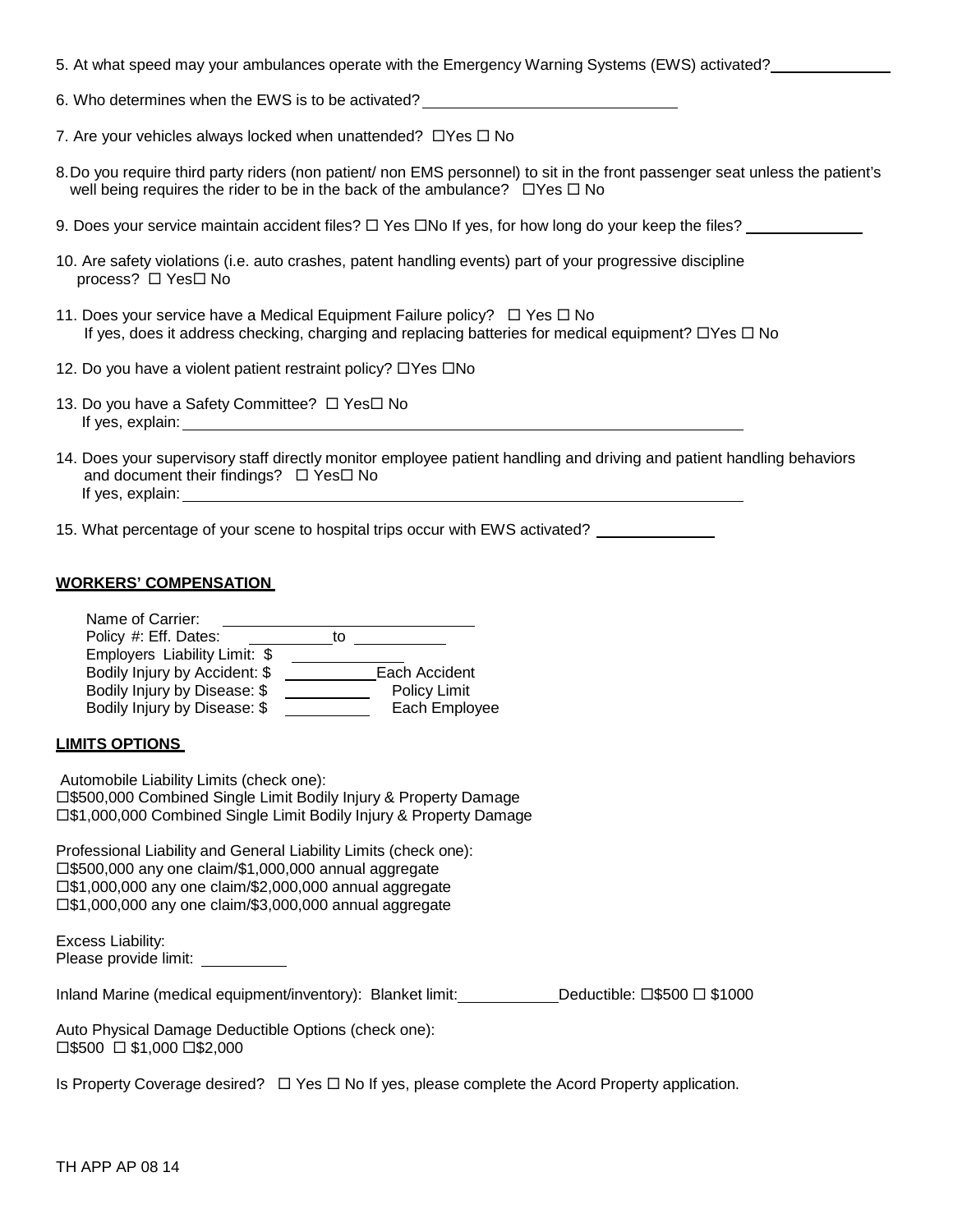5. At what speed may your ambulances operate with the Emergency Warning Systems (EWS) activated? ____________

6. Who determines when the EWS is to be activated? ____________________________

7. Are your vehicles always locked when unattended? ☐Yes ☐ No

8. Do you require third party riders (non patient/ non EMS personnel) to sit in the front passenger seat unless the patient's well being requires the rider to be in the back of the ambulance? ☐Yes ☐ No

9. Does your service maintain accident files? ☐ Yes ☐No If yes, for how long do your keep the files? ____________

10. Are safety violations (i.e. auto crashes, patent handling events) part of your progressive discipline process? ☐ Yes☐ No

11. Does your service have a Medical Equipment Failure policy? ☐ Yes ☐ No
If yes, does it address checking, charging and replacing batteries for medical equipment? ☐Yes ☐ No

12. Do you have a violent patient restraint policy? ☐Yes ☐No

13. Do you have a Safety Committee? ☐ Yes☐ No
If yes, explain: ____________________________________________________________

14. Does your supervisory staff directly monitor employee patient handling and driving and patient handling behaviors and document their findings? ☐ Yes☐ No
If yes, explain: ____________________________________________________________

15. What percentage of your scene to hospital trips occur with EWS activated? ____________

**WORKERS' COMPENSATION**

Name of Carrier: ____________________________
Policy #: Eff. Dates: __________ to __________
Employers Liability Limit: $ ____________
Bodily Injury by Accident: $ __________ Each Accident
Bodily Injury by Disease: $ __________ Policy Limit
Bodily Injury by Disease: $ __________ Each Employee

**LIMITS OPTIONS**

Automobile Liability Limits (check one):
☐$500,000 Combined Single Limit Bodily Injury & Property Damage
☐$1,000,000 Combined Single Limit Bodily Injury & Property Damage

Professional Liability and General Liability Limits (check one):
☐$500,000 any one claim/$1,000,000 annual aggregate
☐$1,000,000 any one claim/$2,000,000 annual aggregate
☐$1,000,000 any one claim/$3,000,000 annual aggregate

Excess Liability:
Please provide limit: __________

Inland Marine (medical equipment/inventory): Blanket limit: ___________ Deductible: ☐$500 ☐ $1000

Auto Physical Damage Deductible Options (check one):
☐$500 ☐ $1,000 ☐$2,000

Is Property Coverage desired? ☐ Yes ☐ No If yes, please complete the Acord Property application.

TH APP AP 08 14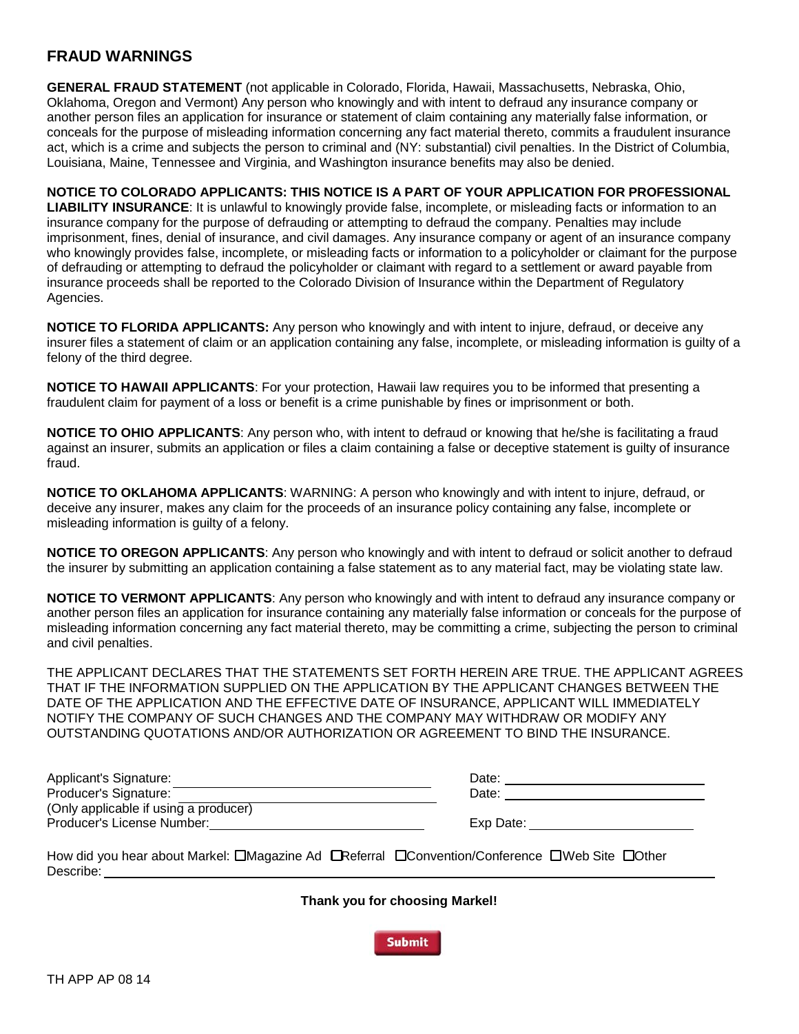## FRAUD WARNINGS

**GENERAL FRAUD STATEMENT** (not applicable in Colorado, Florida, Hawaii, Massachusetts, Nebraska, Ohio, Oklahoma, Oregon and Vermont) Any person who knowingly and with intent to defraud any insurance company or another person files an application for insurance or statement of claim containing any materially false information, or conceals for the purpose of misleading information concerning any fact material thereto, commits a fraudulent insurance act, which is a crime and subjects the person to criminal and (NY: substantial) civil penalties. In the District of Columbia, Louisiana, Maine, Tennessee and Virginia, and Washington insurance benefits may also be denied.

**NOTICE TO COLORADO APPLICANTS: THIS NOTICE IS A PART OF YOUR APPLICATION FOR PROFESSIONAL LIABILITY INSURANCE**: It is unlawful to knowingly provide false, incomplete, or misleading facts or information to an insurance company for the purpose of defrauding or attempting to defraud the company. Penalties may include imprisonment, fines, denial of insurance, and civil damages. Any insurance company or agent of an insurance company who knowingly provides false, incomplete, or misleading facts or information to a policyholder or claimant for the purpose of defrauding or attempting to defraud the policyholder or claimant with regard to a settlement or award payable from insurance proceeds shall be reported to the Colorado Division of Insurance within the Department of Regulatory Agencies.

**NOTICE TO FLORIDA APPLICANTS:** Any person who knowingly and with intent to injure, defraud, or deceive any insurer files a statement of claim or an application containing any false, incomplete, or misleading information is guilty of a felony of the third degree.

**NOTICE TO HAWAII APPLICANTS**: For your protection, Hawaii law requires you to be informed that presenting a fraudulent claim for payment of a loss or benefit is a crime punishable by fines or imprisonment or both.

**NOTICE TO OHIO APPLICANTS**: Any person who, with intent to defraud or knowing that he/she is facilitating a fraud against an insurer, submits an application or files a claim containing a false or deceptive statement is guilty of insurance fraud.

**NOTICE TO OKLAHOMA APPLICANTS**: WARNING: A person who knowingly and with intent to injure, defraud, or deceive any insurer, makes any claim for the proceeds of an insurance policy containing any false, incomplete or misleading information is guilty of a felony.

**NOTICE TO OREGON APPLICANTS**: Any person who knowingly and with intent to defraud or solicit another to defraud the insurer by submitting an application containing a false statement as to any material fact, may be violating state law.

**NOTICE TO VERMONT APPLICANTS**: Any person who knowingly and with intent to defraud any insurance company or another person files an application for insurance containing any materially false information or conceals for the purpose of misleading information concerning any fact material thereto, may be committing a crime, subjecting the person to criminal and civil penalties.

THE APPLICANT DECLARES THAT THE STATEMENTS SET FORTH HEREIN ARE TRUE. THE APPLICANT AGREES THAT IF THE INFORMATION SUPPLIED ON THE APPLICATION BY THE APPLICANT CHANGES BETWEEN THE DATE OF THE APPLICATION AND THE EFFECTIVE DATE OF INSURANCE, APPLICANT WILL IMMEDIATELY NOTIFY THE COMPANY OF SUCH CHANGES AND THE COMPANY MAY WITHDRAW OR MODIFY ANY OUTSTANDING QUOTATIONS AND/OR AUTHORIZATION OR AGREEMENT TO BIND THE INSURANCE.

Applicant's Signature: ______________________________ Date: ______________________

Producer's Signature: ______________________________ Date: ______________________
(Only applicable if using a producer)

Producer's License Number: ______________________ Exp Date: ____________________

How did you hear about Markel: ☐Magazine Ad ☐Referral ☐Convention/Conference ☐Web Site ☐Other
Describe: ____________________________________________

**Thank you for choosing Markel!**

Submit

TH APP AP 08 14